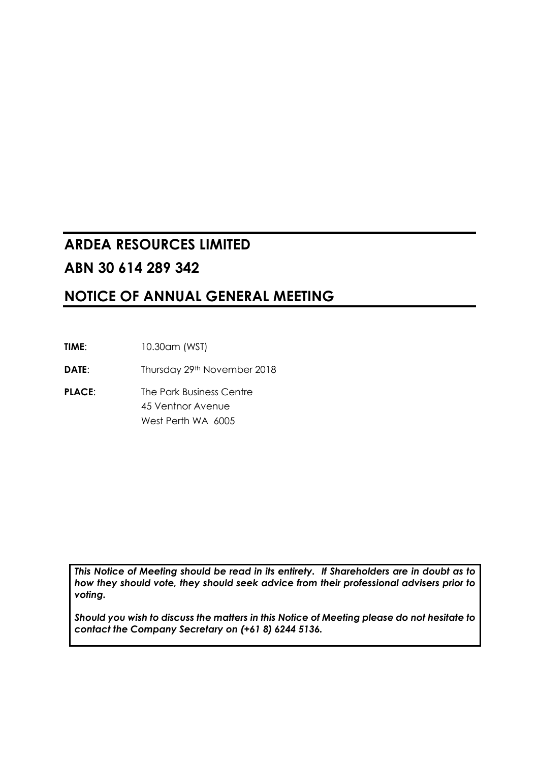# ARDEA RESOURCES LIMITED

# ABN 30 614 289 342

## NOTICE OF ANNUAL GENERAL MEETING

**TIME**: 10.30am (WST)

**DATE**: Thursday 29th November 2018

**PLACE**: The Park Business Centre
45 Ventnor Avenue
West Perth WA 6005

***This Notice of Meeting should be read in its entirety. If Shareholders are in doubt as to how they should vote, they should seek advice from their professional advisers prior to voting.***

***Should you wish to discuss the matters in this Notice of Meeting please do not hesitate to contact the Company Secretary on (+61 8) 6244 5136.***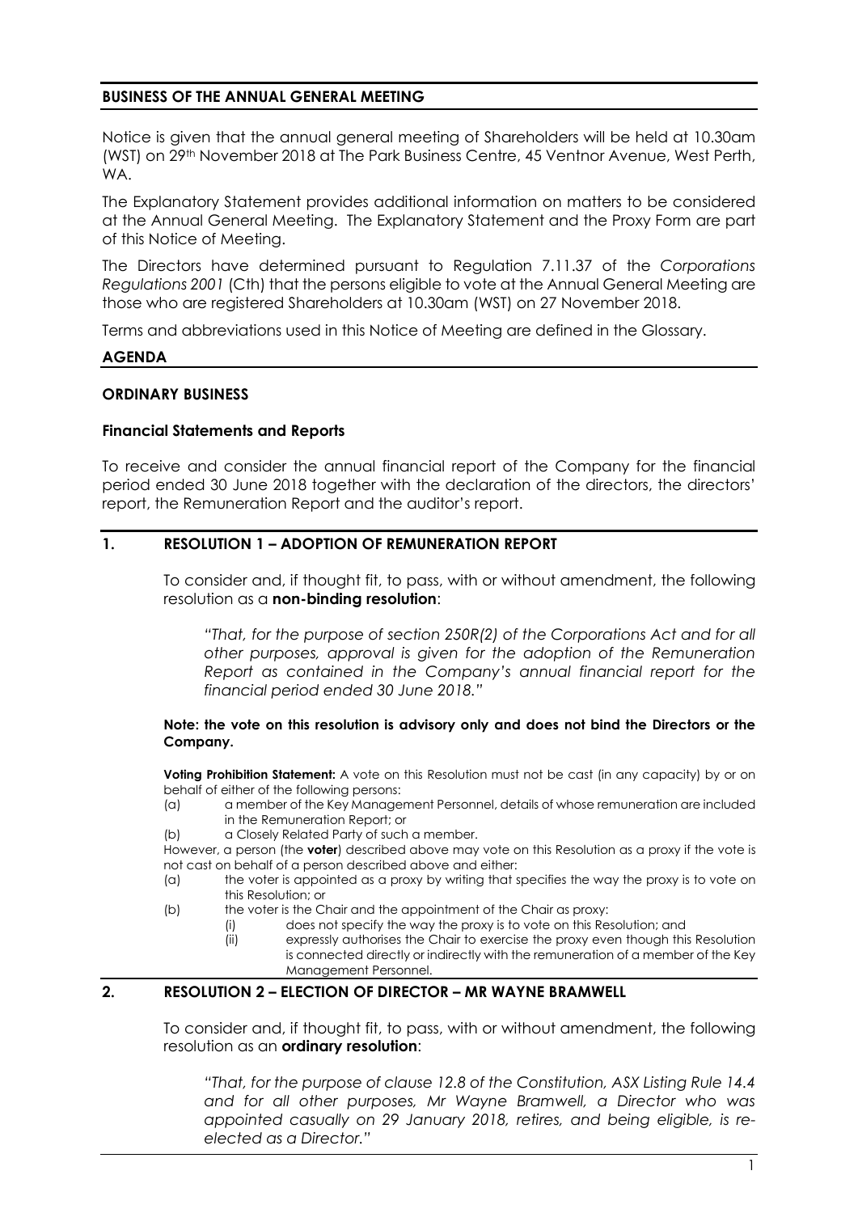## BUSINESS OF THE ANNUAL GENERAL MEETING

Notice is given that the annual general meeting of Shareholders will be held at 10.30am (WST) on 29th November 2018 at The Park Business Centre, 45 Ventnor Avenue, West Perth, WA.

The Explanatory Statement provides additional information on matters to be considered at the Annual General Meeting. The Explanatory Statement and the Proxy Form are part of this Notice of Meeting.

The Directors have determined pursuant to Regulation 7.11.37 of the *Corporations Regulations 2001* (Cth) that the persons eligible to vote at the Annual General Meeting are those who are registered Shareholders at 10.30am (WST) on 27 November 2018.

Terms and abbreviations used in this Notice of Meeting are defined in the Glossary.

## AGENDA

### ORDINARY BUSINESS

#### Financial Statements and Reports

To receive and consider the annual financial report of the Company for the financial period ended 30 June 2018 together with the declaration of the directors, the directors' report, the Remuneration Report and the auditor's report.

## 1. RESOLUTION 1 – ADOPTION OF REMUNERATION REPORT

To consider and, if thought fit, to pass, with or without amendment, the following resolution as a **non-binding resolution**:

> *"That, for the purpose of section 250R(2) of the Corporations Act and for all other purposes, approval is given for the adoption of the Remuneration Report as contained in the Company's annual financial report for the financial period ended 30 June 2018."*

**Note: the vote on this resolution is advisory only and does not bind the Directors or the Company.**

**Voting Prohibition Statement:** A vote on this Resolution must not be cast (in any capacity) by or on behalf of either of the following persons:

(a) a member of the Key Management Personnel, details of whose remuneration are included in the Remuneration Report; or

(b) a Closely Related Party of such a member.

However, a person (the **voter**) described above may vote on this Resolution as a proxy if the vote is not cast on behalf of a person described above and either:

(a) the voter is appointed as a proxy by writing that specifies the way the proxy is to vote on this Resolution; or

(b) the voter is the Chair and the appointment of the Chair as proxy:

  (i) does not specify the way the proxy is to vote on this Resolution; and

  (ii) expressly authorises the Chair to exercise the proxy even though this Resolution is connected directly or indirectly with the remuneration of a member of the Key Management Personnel.

## 2. RESOLUTION 2 – ELECTION OF DIRECTOR – MR WAYNE BRAMWELL

To consider and, if thought fit, to pass, with or without amendment, the following resolution as an **ordinary resolution**:

> *"That, for the purpose of clause 12.8 of the Constitution, ASX Listing Rule 14.4 and for all other purposes, Mr Wayne Bramwell, a Director who was appointed casually on 29 January 2018, retires, and being eligible, is re-elected as a Director."*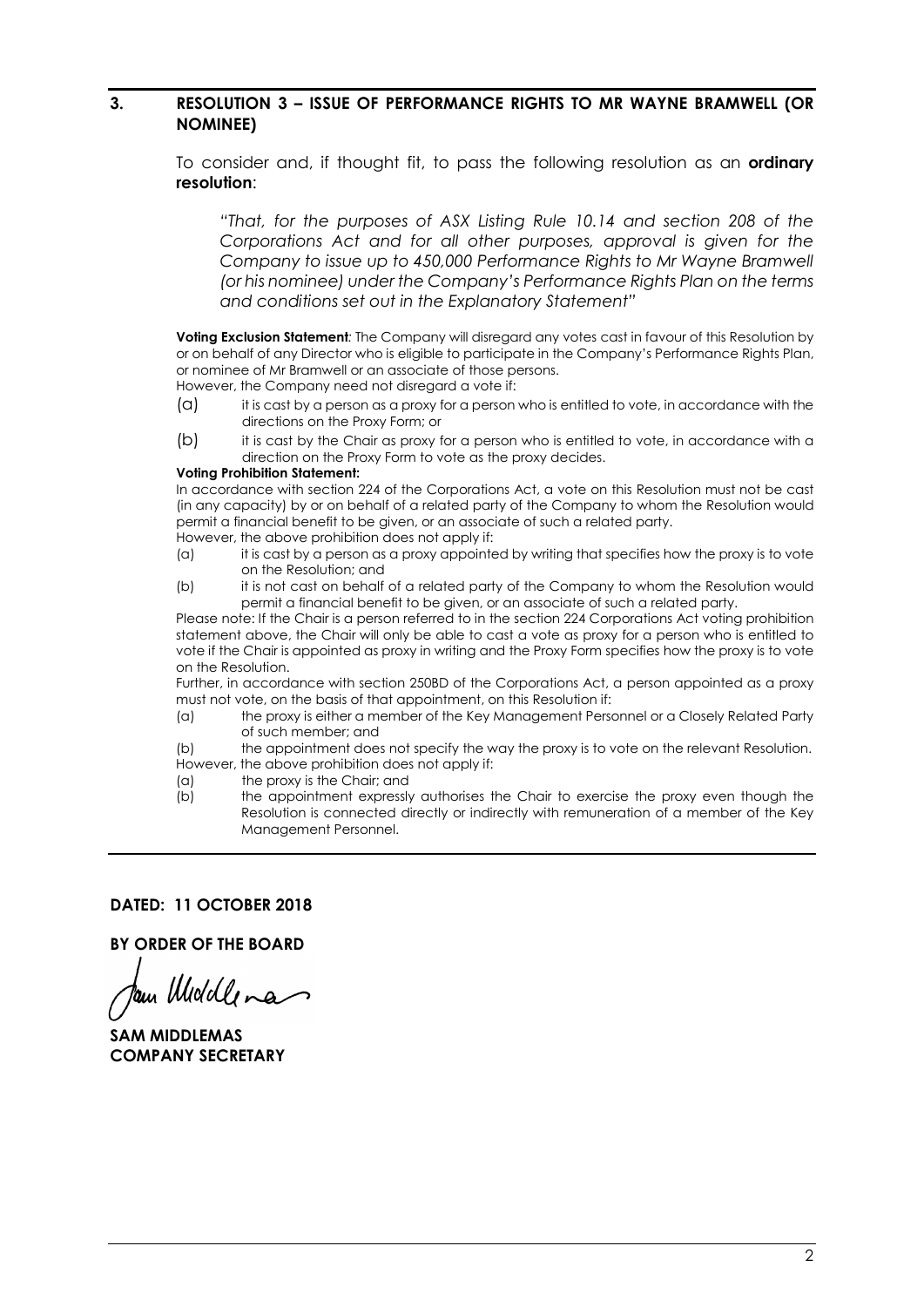## 3. RESOLUTION 3 – ISSUE OF PERFORMANCE RIGHTS TO MR WAYNE BRAMWELL (OR NOMINEE)

To consider and, if thought fit, to pass the following resolution as an **ordinary resolution**:

*"That, for the purposes of ASX Listing Rule 10.14 and section 208 of the Corporations Act and for all other purposes, approval is given for the Company to issue up to 450,000 Performance Rights to Mr Wayne Bramwell (or his nominee) under the Company's Performance Rights Plan on the terms and conditions set out in the Explanatory Statement"*

**Voting Exclusion Statement**: The Company will disregard any votes cast in favour of this Resolution by or on behalf of any Director who is eligible to participate in the Company's Performance Rights Plan, or nominee of Mr Bramwell or an associate of those persons.

However, the Company need not disregard a vote if:

(a) it is cast by a person as a proxy for a person who is entitled to vote, in accordance with the directions on the Proxy Form; or

(b) it is cast by the Chair as proxy for a person who is entitled to vote, in accordance with a direction on the Proxy Form to vote as the proxy decides.

**Voting Prohibition Statement:**

In accordance with section 224 of the Corporations Act, a vote on this Resolution must not be cast (in any capacity) by or on behalf of a related party of the Company to whom the Resolution would permit a financial benefit to be given, or an associate of such a related party.

However, the above prohibition does not apply if:

(a) it is cast by a person as a proxy appointed by writing that specifies how the proxy is to vote on the Resolution; and

(b) it is not cast on behalf of a related party of the Company to whom the Resolution would permit a financial benefit to be given, or an associate of such a related party.

Please note: If the Chair is a person referred to in the section 224 Corporations Act voting prohibition statement above, the Chair will only be able to cast a vote as proxy for a person who is entitled to vote if the Chair is appointed as proxy in writing and the Proxy Form specifies how the proxy is to vote on the Resolution.

Further, in accordance with section 250BD of the Corporations Act, a person appointed as a proxy must not vote, on the basis of that appointment, on this Resolution if:

(a) the proxy is either a member of the Key Management Personnel or a Closely Related Party of such member; and

(b) the appointment does not specify the way the proxy is to vote on the relevant Resolution.

However, the above prohibition does not apply if:

(a) the proxy is the Chair; and

(b) the appointment expressly authorises the Chair to exercise the proxy even though the Resolution is connected directly or indirectly with remuneration of a member of the Key Management Personnel.

**DATED: 11 OCTOBER 2018**

**BY ORDER OF THE BOARD**

**SAM MIDDLEMAS**
**COMPANY SECRETARY**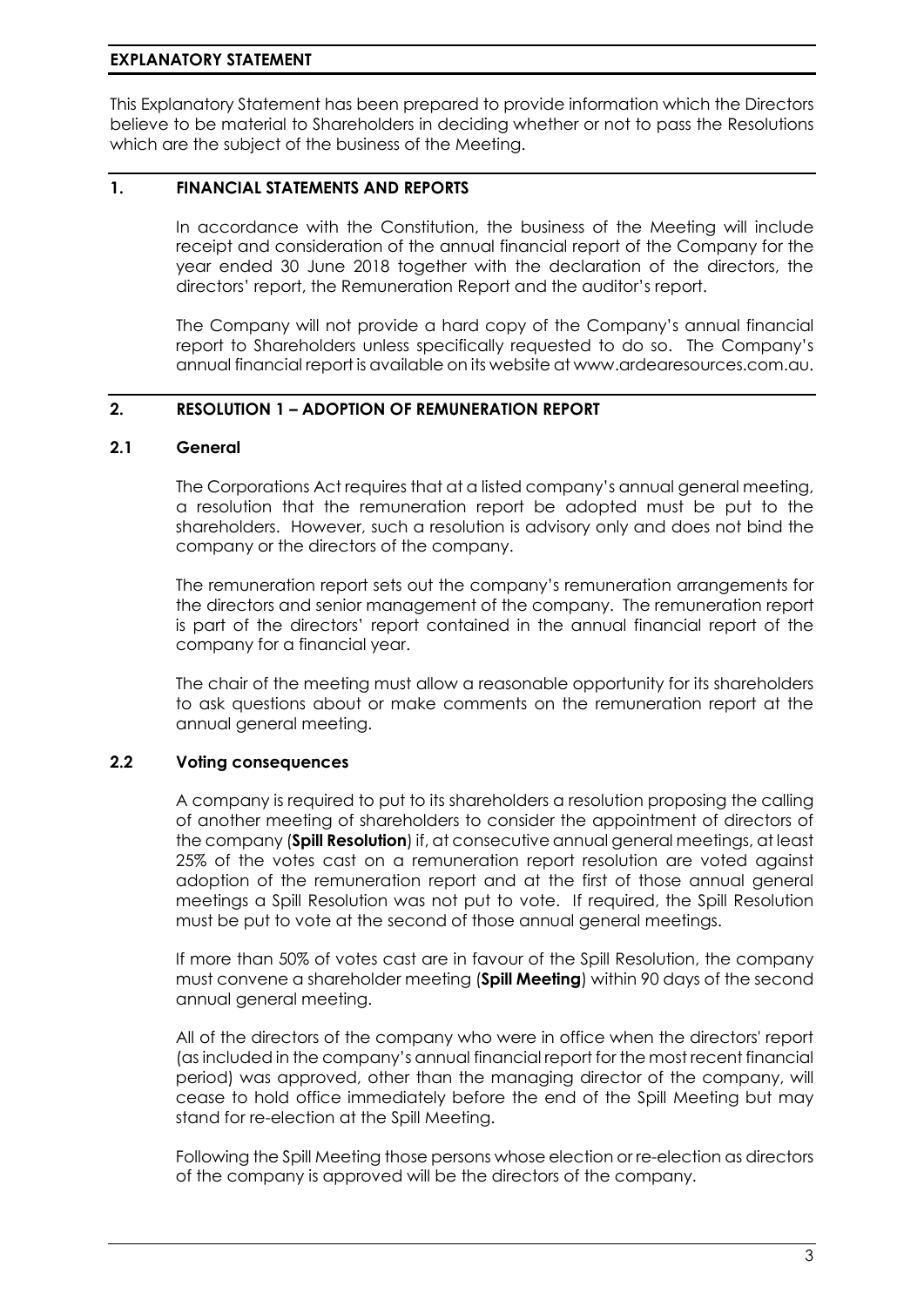## EXPLANATORY STATEMENT

This Explanatory Statement has been prepared to provide information which the Directors believe to be material to Shareholders in deciding whether or not to pass the Resolutions which are the subject of the business of the Meeting.

## 1. FINANCIAL STATEMENTS AND REPORTS

In accordance with the Constitution, the business of the Meeting will include receipt and consideration of the annual financial report of the Company for the year ended 30 June 2018 together with the declaration of the directors, the directors' report, the Remuneration Report and the auditor's report.

The Company will not provide a hard copy of the Company's annual financial report to Shareholders unless specifically requested to do so. The Company's annual financial report is available on its website at www.ardearesources.com.au.

## 2. RESOLUTION 1 – ADOPTION OF REMUNERATION REPORT

### 2.1 General

The Corporations Act requires that at a listed company's annual general meeting, a resolution that the remuneration report be adopted must be put to the shareholders. However, such a resolution is advisory only and does not bind the company or the directors of the company.

The remuneration report sets out the company's remuneration arrangements for the directors and senior management of the company. The remuneration report is part of the directors' report contained in the annual financial report of the company for a financial year.

The chair of the meeting must allow a reasonable opportunity for its shareholders to ask questions about or make comments on the remuneration report at the annual general meeting.

### 2.2 Voting consequences

A company is required to put to its shareholders a resolution proposing the calling of another meeting of shareholders to consider the appointment of directors of the company (**Spill Resolution**) if, at consecutive annual general meetings, at least 25% of the votes cast on a remuneration report resolution are voted against adoption of the remuneration report and at the first of those annual general meetings a Spill Resolution was not put to vote. If required, the Spill Resolution must be put to vote at the second of those annual general meetings.

If more than 50% of votes cast are in favour of the Spill Resolution, the company must convene a shareholder meeting (**Spill Meeting**) within 90 days of the second annual general meeting.

All of the directors of the company who were in office when the directors' report (as included in the company's annual financial report for the most recent financial period) was approved, other than the managing director of the company, will cease to hold office immediately before the end of the Spill Meeting but may stand for re-election at the Spill Meeting.

Following the Spill Meeting those persons whose election or re-election as directors of the company is approved will be the directors of the company.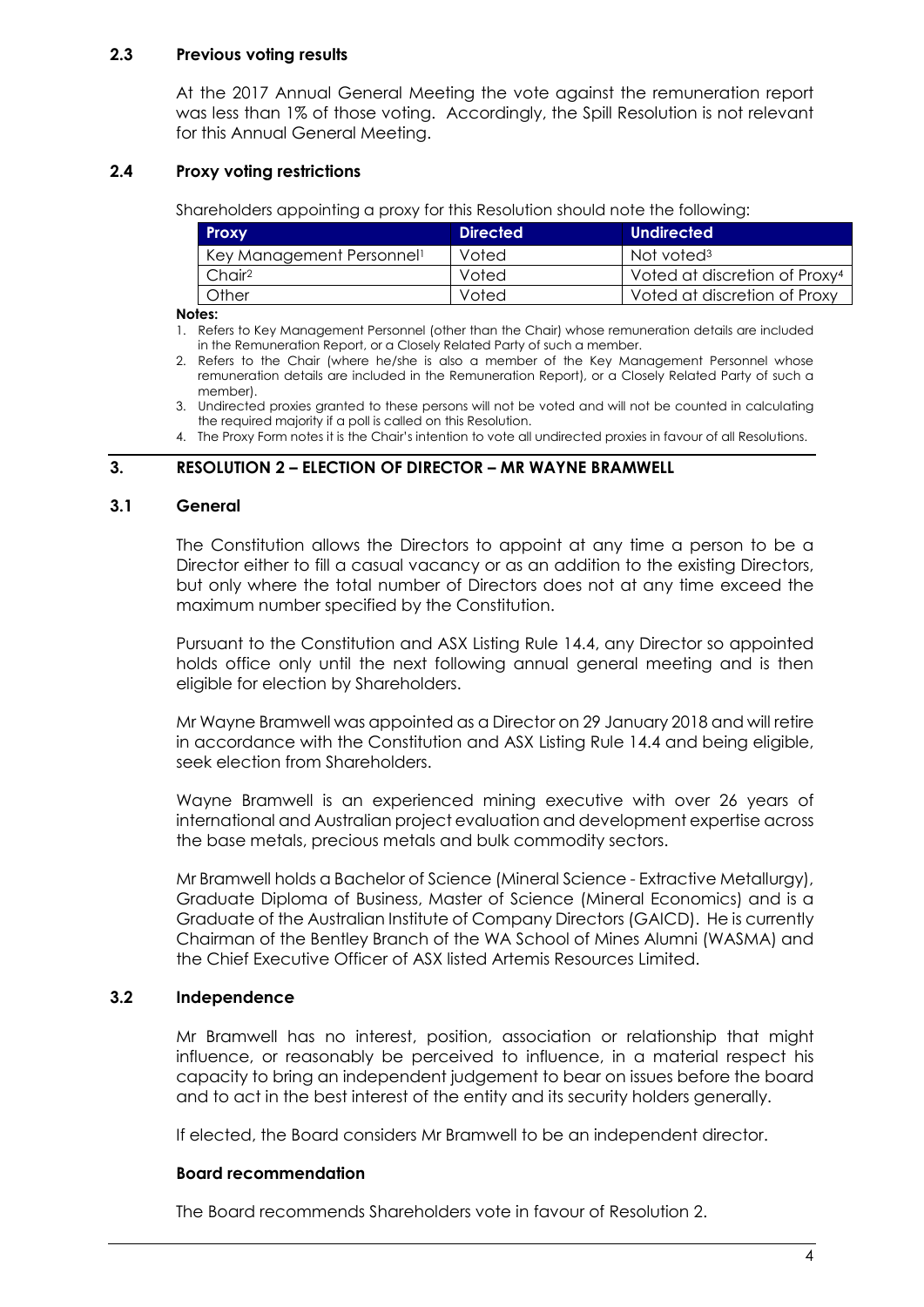### 2.3 Previous voting results

At the 2017 Annual General Meeting the vote against the remuneration report was less than 1% of those voting. Accordingly, the Spill Resolution is not relevant for this Annual General Meeting.

### 2.4 Proxy voting restrictions

Shareholders appointing a proxy for this Resolution should note the following:

| Proxy | Directed | Undirected |
|---|---|---|
| Key Management Personnel[1] | Voted | Not voted[3] |
| Chair[2] | Voted | Voted at discretion of Proxy[4] |
| Other | Voted | Voted at discretion of Proxy |

**Notes:**

1. Refers to Key Management Personnel (other than the Chair) whose remuneration details are included in the Remuneration Report, or a Closely Related Party of such a member.
2. Refers to the Chair (where he/she is also a member of the Key Management Personnel whose remuneration details are included in the Remuneration Report), or a Closely Related Party of such a member).
3. Undirected proxies granted to these persons will not be voted and will not be counted in calculating the required majority if a poll is called on this Resolution.
4. The Proxy Form notes it is the Chair's intention to vote all undirected proxies in favour of all Resolutions.

## 3. RESOLUTION 2 – ELECTION OF DIRECTOR – MR WAYNE BRAMWELL

### 3.1 General

The Constitution allows the Directors to appoint at any time a person to be a Director either to fill a casual vacancy or as an addition to the existing Directors, but only where the total number of Directors does not at any time exceed the maximum number specified by the Constitution.

Pursuant to the Constitution and ASX Listing Rule 14.4, any Director so appointed holds office only until the next following annual general meeting and is then eligible for election by Shareholders.

Mr Wayne Bramwell was appointed as a Director on 29 January 2018 and will retire in accordance with the Constitution and ASX Listing Rule 14.4 and being eligible, seek election from Shareholders.

Wayne Bramwell is an experienced mining executive with over 26 years of international and Australian project evaluation and development expertise across the base metals, precious metals and bulk commodity sectors.

Mr Bramwell holds a Bachelor of Science (Mineral Science - Extractive Metallurgy), Graduate Diploma of Business, Master of Science (Mineral Economics) and is a Graduate of the Australian Institute of Company Directors (GAICD). He is currently Chairman of the Bentley Branch of the WA School of Mines Alumni (WASMA) and the Chief Executive Officer of ASX listed Artemis Resources Limited.

### 3.2 Independence

Mr Bramwell has no interest, position, association or relationship that might influence, or reasonably be perceived to influence, in a material respect his capacity to bring an independent judgement to bear on issues before the board and to act in the best interest of the entity and its security holders generally.

If elected, the Board considers Mr Bramwell to be an independent director.

**Board recommendation**

The Board recommends Shareholders vote in favour of Resolution 2.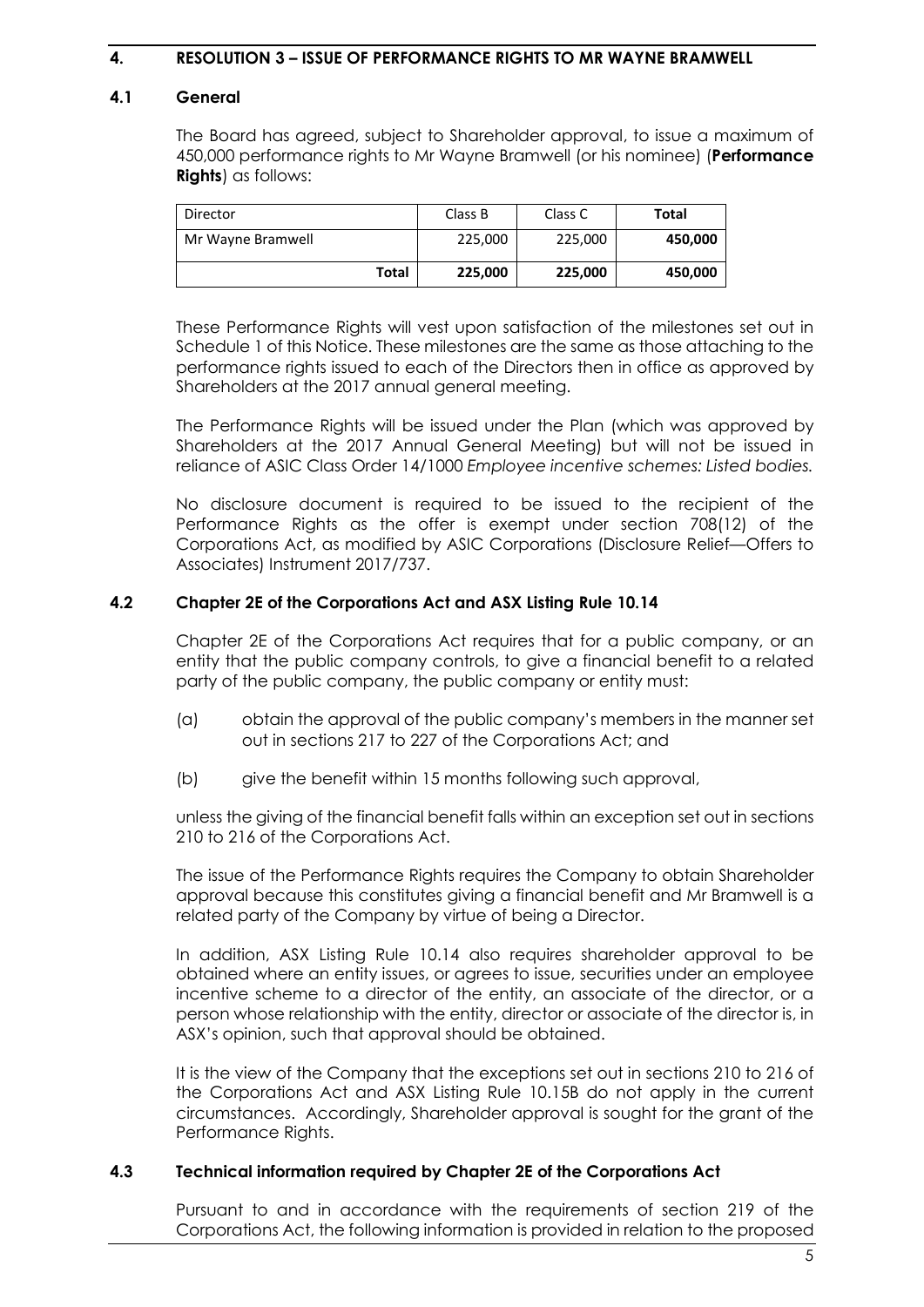## 4. RESOLUTION 3 – ISSUE OF PERFORMANCE RIGHTS TO MR WAYNE BRAMWELL

### 4.1 General

The Board has agreed, subject to Shareholder approval, to issue a maximum of 450,000 performance rights to Mr Wayne Bramwell (or his nominee) (**Performance Rights**) as follows:

| Director | Class B | Class C | **Total** |
|---|---|---|---|
| Mr Wayne Bramwell | 225,000 | 225,000 | **450,000** |
| **Total** | **225,000** | **225,000** | **450,000** |

These Performance Rights will vest upon satisfaction of the milestones set out in Schedule 1 of this Notice. These milestones are the same as those attaching to the performance rights issued to each of the Directors then in office as approved by Shareholders at the 2017 annual general meeting.

The Performance Rights will be issued under the Plan (which was approved by Shareholders at the 2017 Annual General Meeting) but will not be issued in reliance of ASIC Class Order 14/1000 *Employee incentive schemes: Listed bodies.*

No disclosure document is required to be issued to the recipient of the Performance Rights as the offer is exempt under section 708(12) of the Corporations Act, as modified by ASIC Corporations (Disclosure Relief—Offers to Associates) Instrument 2017/737.

### 4.2 Chapter 2E of the Corporations Act and ASX Listing Rule 10.14

Chapter 2E of the Corporations Act requires that for a public company, or an entity that the public company controls, to give a financial benefit to a related party of the public company, the public company or entity must:

(a) obtain the approval of the public company's members in the manner set out in sections 217 to 227 of the Corporations Act; and

(b) give the benefit within 15 months following such approval,

unless the giving of the financial benefit falls within an exception set out in sections 210 to 216 of the Corporations Act.

The issue of the Performance Rights requires the Company to obtain Shareholder approval because this constitutes giving a financial benefit and Mr Bramwell is a related party of the Company by virtue of being a Director.

In addition, ASX Listing Rule 10.14 also requires shareholder approval to be obtained where an entity issues, or agrees to issue, securities under an employee incentive scheme to a director of the entity, an associate of the director, or a person whose relationship with the entity, director or associate of the director is, in ASX's opinion, such that approval should be obtained.

It is the view of the Company that the exceptions set out in sections 210 to 216 of the Corporations Act and ASX Listing Rule 10.15B do not apply in the current circumstances. Accordingly, Shareholder approval is sought for the grant of the Performance Rights.

### 4.3 Technical information required by Chapter 2E of the Corporations Act

Pursuant to and in accordance with the requirements of section 219 of the Corporations Act, the following information is provided in relation to the proposed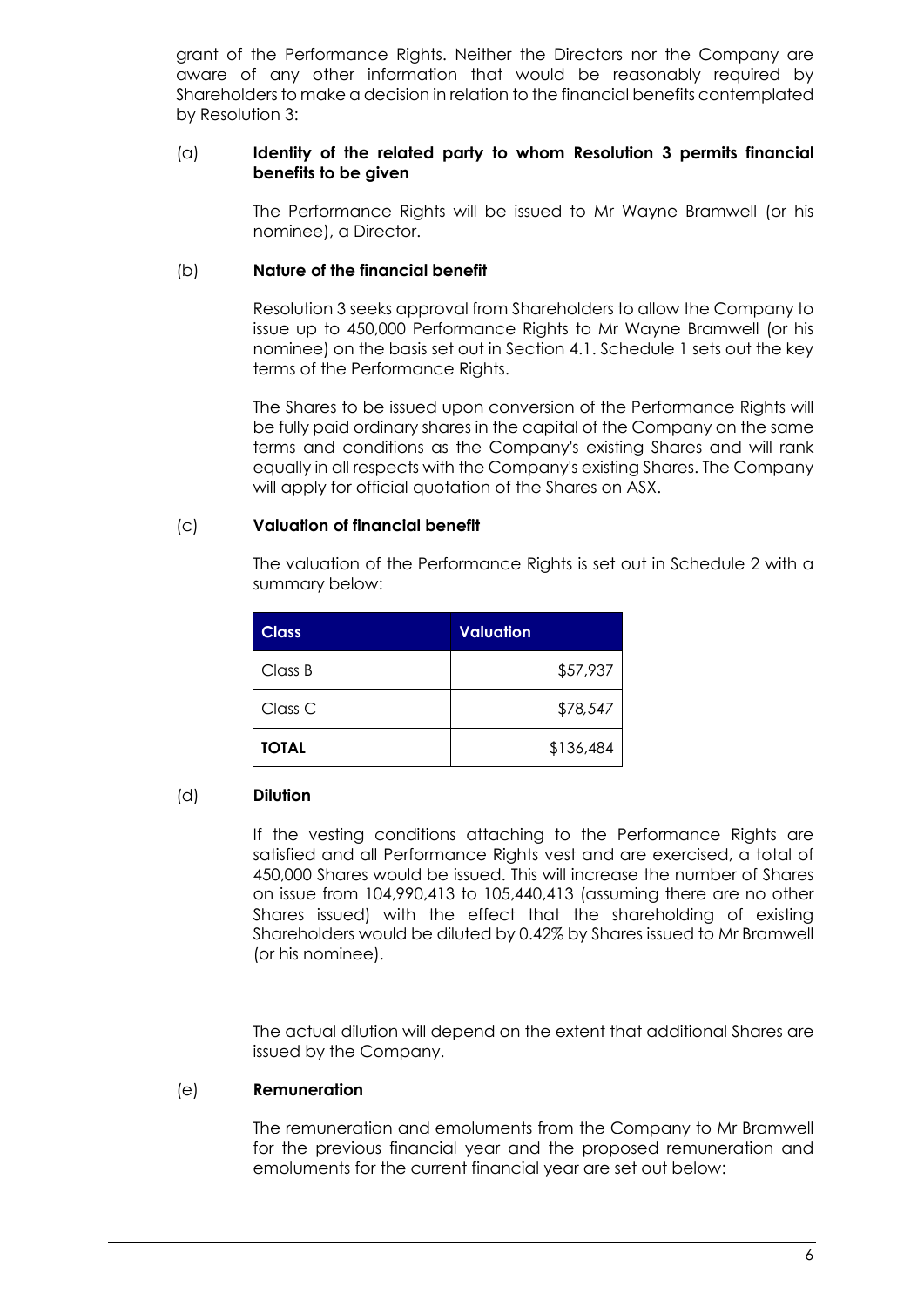grant of the Performance Rights. Neither the Directors nor the Company are aware of any other information that would be reasonably required by Shareholders to make a decision in relation to the financial benefits contemplated by Resolution 3:

(a) **Identity of the related party to whom Resolution 3 permits financial benefits to be given**

The Performance Rights will be issued to Mr Wayne Bramwell (or his nominee), a Director.

(b) **Nature of the financial benefit**

Resolution 3 seeks approval from Shareholders to allow the Company to issue up to 450,000 Performance Rights to Mr Wayne Bramwell (or his nominee) on the basis set out in Section 4.1. Schedule 1 sets out the key terms of the Performance Rights.

The Shares to be issued upon conversion of the Performance Rights will be fully paid ordinary shares in the capital of the Company on the same terms and conditions as the Company's existing Shares and will rank equally in all respects with the Company's existing Shares. The Company will apply for official quotation of the Shares on ASX.

(c) **Valuation of financial benefit**

The valuation of the Performance Rights is set out in Schedule 2 with a summary below:

| Class | Valuation |
|---|---|
| Class B | $57,937 |
| Class C | $78,547 |
| **TOTAL** | $136,484 |

(d) **Dilution**

If the vesting conditions attaching to the Performance Rights are satisfied and all Performance Rights vest and are exercised, a total of 450,000 Shares would be issued. This will increase the number of Shares on issue from 104,990,413 to 105,440,413 (assuming there are no other Shares issued) with the effect that the shareholding of existing Shareholders would be diluted by 0.42% by Shares issued to Mr Bramwell (or his nominee).

The actual dilution will depend on the extent that additional Shares are issued by the Company.

(e) **Remuneration**

The remuneration and emoluments from the Company to Mr Bramwell for the previous financial year and the proposed remuneration and emoluments for the current financial year are set out below: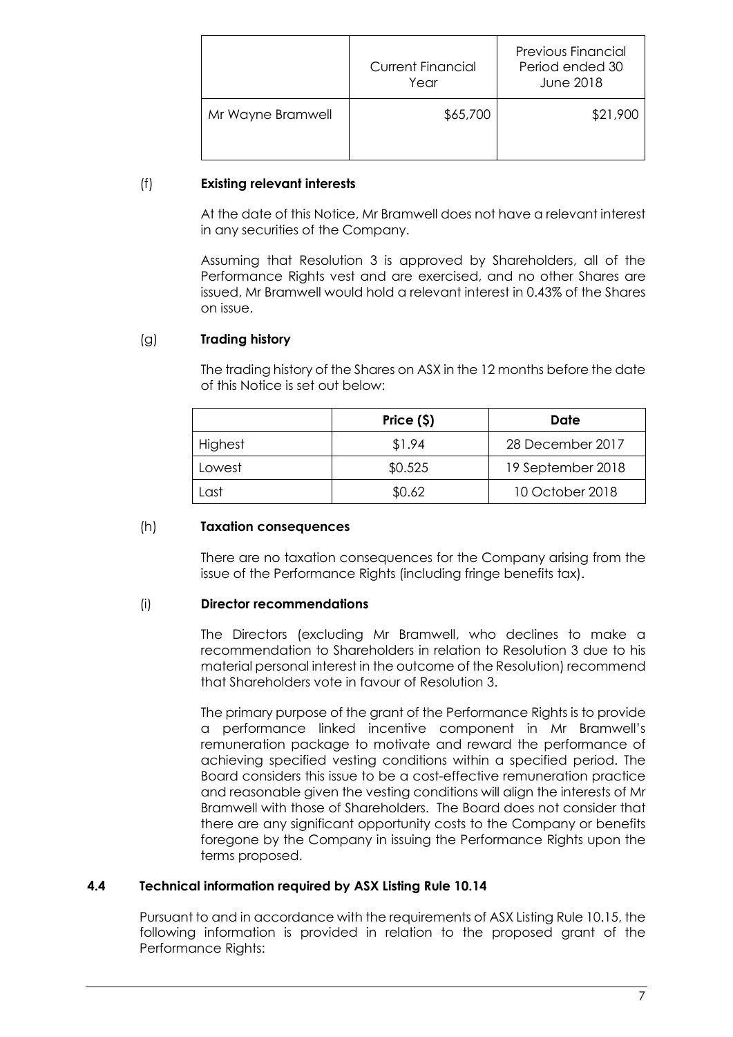| | Current Financial Year | Previous Financial Period ended 30 June 2018 |
|---|---|---|
| Mr Wayne Bramwell | $65,700 | $21,900 |

(f) **Existing relevant interests**

At the date of this Notice, Mr Bramwell does not have a relevant interest in any securities of the Company.

Assuming that Resolution 3 is approved by Shareholders, all of the Performance Rights vest and are exercised, and no other Shares are issued, Mr Bramwell would hold a relevant interest in 0.43% of the Shares on issue.

(g) **Trading history**

The trading history of the Shares on ASX in the 12 months before the date of this Notice is set out below:

| | Price ($) | Date |
|---|---|---|
| Highest | $1.94 | 28 December 2017 |
| Lowest | $0.525 | 19 September 2018 |
| Last | $0.62 | 10 October 2018 |

(h) **Taxation consequences**

There are no taxation consequences for the Company arising from the issue of the Performance Rights (including fringe benefits tax).

(i) **Director recommendations**

The Directors (excluding Mr Bramwell, who declines to make a recommendation to Shareholders in relation to Resolution 3 due to his material personal interest in the outcome of the Resolution) recommend that Shareholders vote in favour of Resolution 3.

The primary purpose of the grant of the Performance Rights is to provide a performance linked incentive component in Mr Bramwell's remuneration package to motivate and reward the performance of achieving specified vesting conditions within a specified period. The Board considers this issue to be a cost-effective remuneration practice and reasonable given the vesting conditions will align the interests of Mr Bramwell with those of Shareholders. The Board does not consider that there are any significant opportunity costs to the Company or benefits foregone by the Company in issuing the Performance Rights upon the terms proposed.

### 4.4 Technical information required by ASX Listing Rule 10.14

Pursuant to and in accordance with the requirements of ASX Listing Rule 10.15, the following information is provided in relation to the proposed grant of the Performance Rights: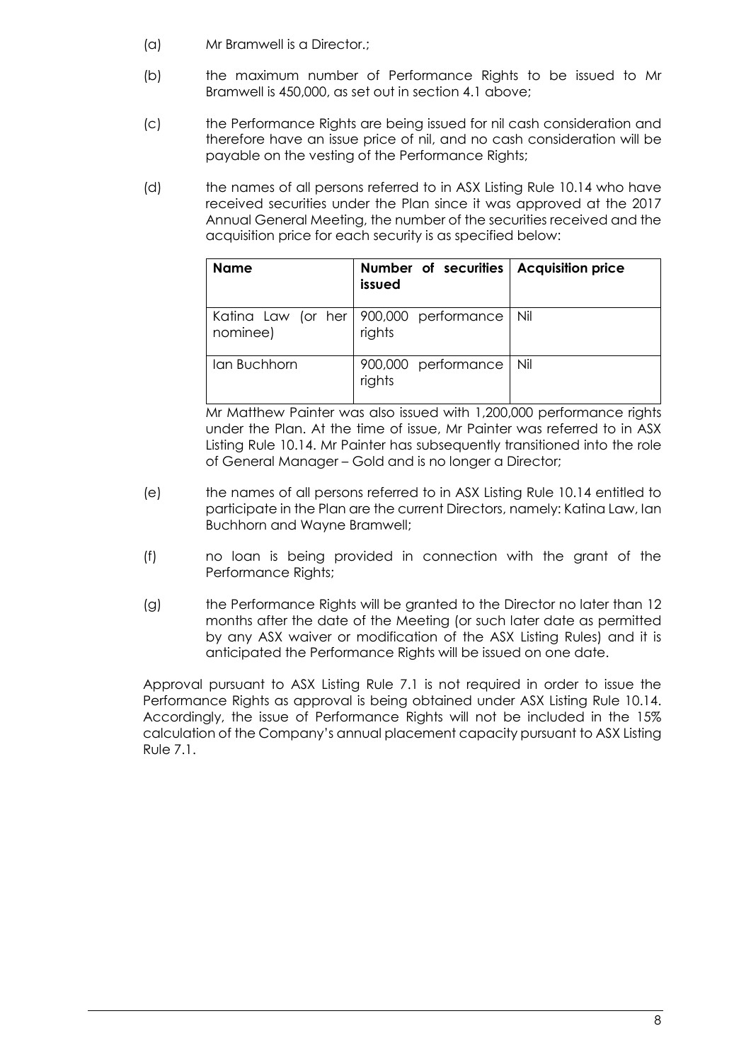(a) Mr Bramwell is a Director.;

(b) the maximum number of Performance Rights to be issued to Mr Bramwell is 450,000, as set out in section 4.1 above;

(c) the Performance Rights are being issued for nil cash consideration and therefore have an issue price of nil, and no cash consideration will be payable on the vesting of the Performance Rights;

(d) the names of all persons referred to in ASX Listing Rule 10.14 who have received securities under the Plan since it was approved at the 2017 Annual General Meeting, the number of the securities received and the acquisition price for each security is as specified below:

| Name | Number of securities issued | Acquisition price |
|---|---|---|
| Katina Law (or her nominee) | 900,000 performance rights | Nil |
| Ian Buchhorn | 900,000 performance rights | Nil |

Mr Matthew Painter was also issued with 1,200,000 performance rights under the Plan. At the time of issue, Mr Painter was referred to in ASX Listing Rule 10.14. Mr Painter has subsequently transitioned into the role of General Manager – Gold and is no longer a Director;

(e) the names of all persons referred to in ASX Listing Rule 10.14 entitled to participate in the Plan are the current Directors, namely: Katina Law, Ian Buchhorn and Wayne Bramwell;

(f) no loan is being provided in connection with the grant of the Performance Rights;

(g) the Performance Rights will be granted to the Director no later than 12 months after the date of the Meeting (or such later date as permitted by any ASX waiver or modification of the ASX Listing Rules) and it is anticipated the Performance Rights will be issued on one date.

Approval pursuant to ASX Listing Rule 7.1 is not required in order to issue the Performance Rights as approval is being obtained under ASX Listing Rule 10.14. Accordingly, the issue of Performance Rights will not be included in the 15% calculation of the Company's annual placement capacity pursuant to ASX Listing Rule 7.1.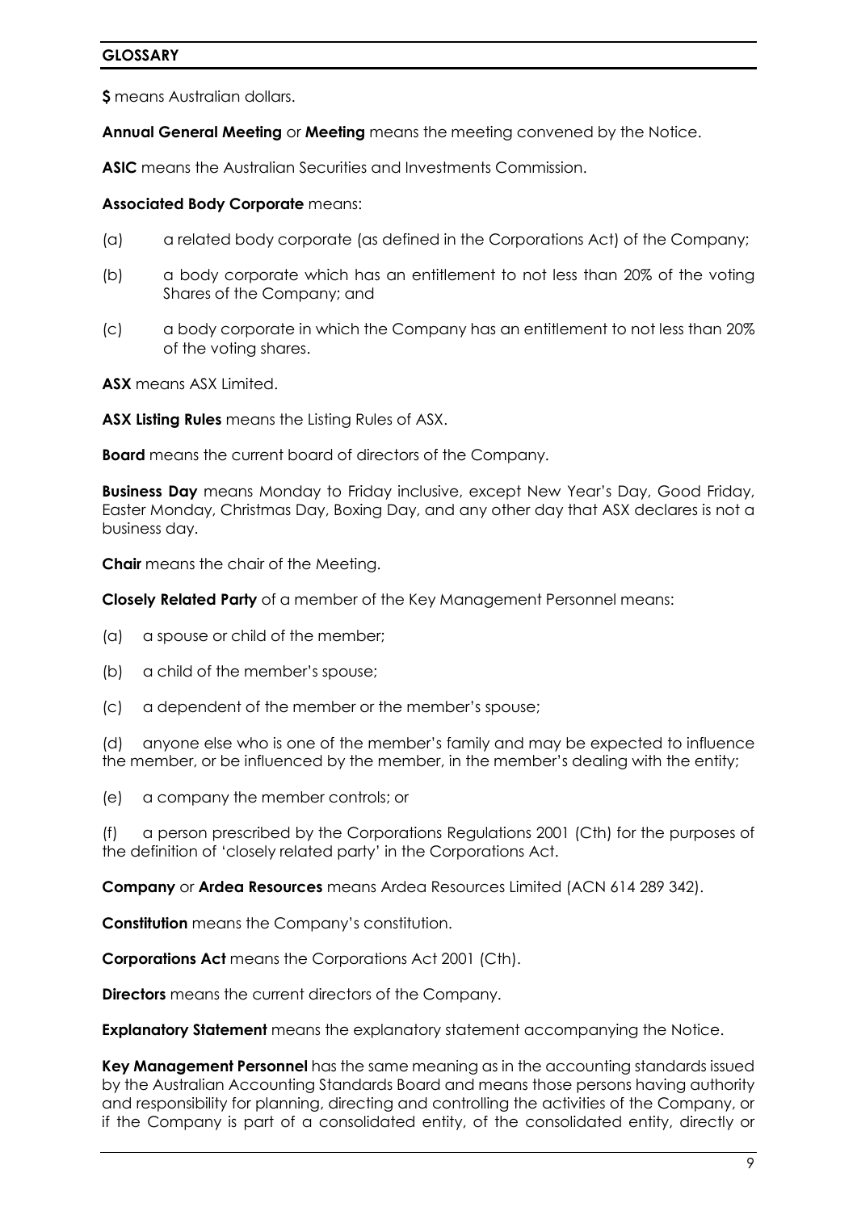## GLOSSARY

**$** means Australian dollars.

**Annual General Meeting** or **Meeting** means the meeting convened by the Notice.

**ASIC** means the Australian Securities and Investments Commission.

**Associated Body Corporate** means:

(a) a related body corporate (as defined in the Corporations Act) of the Company;

(b) a body corporate which has an entitlement to not less than 20% of the voting Shares of the Company; and

(c) a body corporate in which the Company has an entitlement to not less than 20% of the voting shares.

**ASX** means ASX Limited.

**ASX Listing Rules** means the Listing Rules of ASX.

**Board** means the current board of directors of the Company.

**Business Day** means Monday to Friday inclusive, except New Year's Day, Good Friday, Easter Monday, Christmas Day, Boxing Day, and any other day that ASX declares is not a business day.

**Chair** means the chair of the Meeting.

**Closely Related Party** of a member of the Key Management Personnel means:

(a) a spouse or child of the member;

(b) a child of the member's spouse;

(c) a dependent of the member or the member's spouse;

(d) anyone else who is one of the member's family and may be expected to influence the member, or be influenced by the member, in the member's dealing with the entity;

(e) a company the member controls; or

(f) a person prescribed by the Corporations Regulations 2001 (Cth) for the purposes of the definition of 'closely related party' in the Corporations Act.

**Company** or **Ardea Resources** means Ardea Resources Limited (ACN 614 289 342).

**Constitution** means the Company's constitution.

**Corporations Act** means the Corporations Act 2001 (Cth).

**Directors** means the current directors of the Company.

**Explanatory Statement** means the explanatory statement accompanying the Notice.

**Key Management Personnel** has the same meaning as in the accounting standards issued by the Australian Accounting Standards Board and means those persons having authority and responsibility for planning, directing and controlling the activities of the Company, or if the Company is part of a consolidated entity, of the consolidated entity, directly or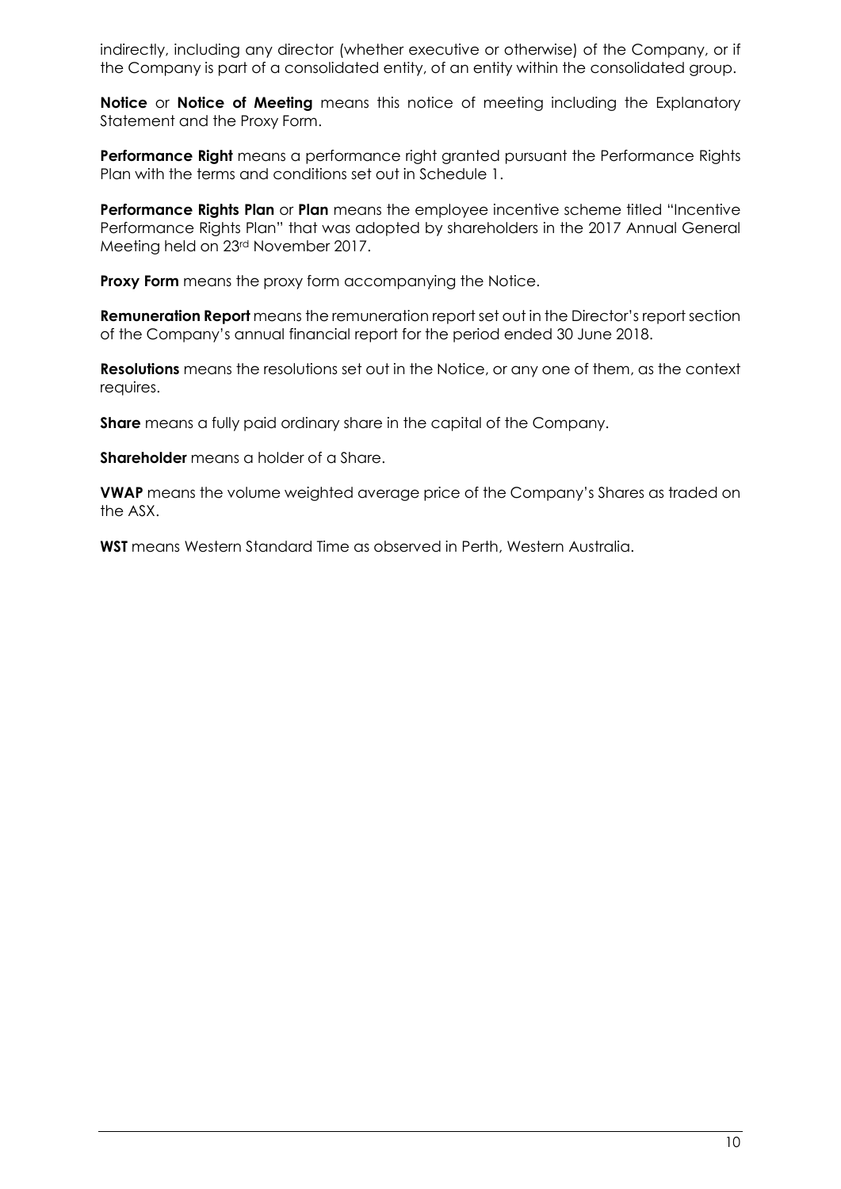indirectly, including any director (whether executive or otherwise) of the Company, or if the Company is part of a consolidated entity, of an entity within the consolidated group.

**Notice** or **Notice of Meeting** means this notice of meeting including the Explanatory Statement and the Proxy Form.

**Performance Right** means a performance right granted pursuant the Performance Rights Plan with the terms and conditions set out in Schedule 1.

**Performance Rights Plan** or **Plan** means the employee incentive scheme titled "Incentive Performance Rights Plan" that was adopted by shareholders in the 2017 Annual General Meeting held on 23rd November 2017.

**Proxy Form** means the proxy form accompanying the Notice.

**Remuneration Report** means the remuneration report set out in the Director's report section of the Company's annual financial report for the period ended 30 June 2018.

**Resolutions** means the resolutions set out in the Notice, or any one of them, as the context requires.

**Share** means a fully paid ordinary share in the capital of the Company.

**Shareholder** means a holder of a Share.

**VWAP** means the volume weighted average price of the Company's Shares as traded on the ASX.

**WST** means Western Standard Time as observed in Perth, Western Australia.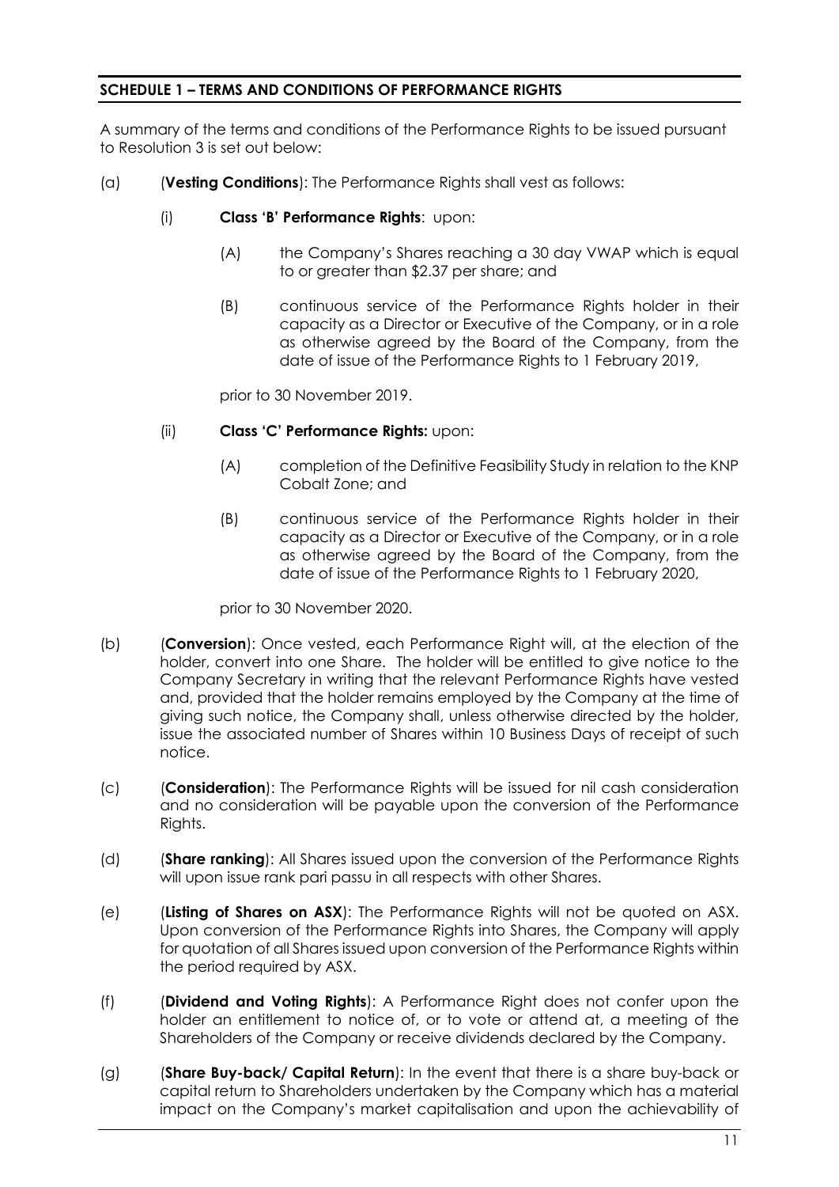## SCHEDULE 1 – TERMS AND CONDITIONS OF PERFORMANCE RIGHTS

A summary of the terms and conditions of the Performance Rights to be issued pursuant to Resolution 3 is set out below:

(a) (**Vesting Conditions**): The Performance Rights shall vest as follows:

  (i) **Class 'B' Performance Rights**: upon:

    (A) the Company's Shares reaching a 30 day VWAP which is equal to or greater than $2.37 per share; and

    (B) continuous service of the Performance Rights holder in their capacity as a Director or Executive of the Company, or in a role as otherwise agreed by the Board of the Company, from the date of issue of the Performance Rights to 1 February 2019,

  prior to 30 November 2019.

  (ii) **Class 'C' Performance Rights:** upon:

    (A) completion of the Definitive Feasibility Study in relation to the KNP Cobalt Zone; and

    (B) continuous service of the Performance Rights holder in their capacity as a Director or Executive of the Company, or in a role as otherwise agreed by the Board of the Company, from the date of issue of the Performance Rights to 1 February 2020,

  prior to 30 November 2020.

(b) (**Conversion**): Once vested, each Performance Right will, at the election of the holder, convert into one Share. The holder will be entitled to give notice to the Company Secretary in writing that the relevant Performance Rights have vested and, provided that the holder remains employed by the Company at the time of giving such notice, the Company shall, unless otherwise directed by the holder, issue the associated number of Shares within 10 Business Days of receipt of such notice.

(c) (**Consideration**): The Performance Rights will be issued for nil cash consideration and no consideration will be payable upon the conversion of the Performance Rights.

(d) (**Share ranking**): All Shares issued upon the conversion of the Performance Rights will upon issue rank pari passu in all respects with other Shares.

(e) (**Listing of Shares on ASX**): The Performance Rights will not be quoted on ASX. Upon conversion of the Performance Rights into Shares, the Company will apply for quotation of all Shares issued upon conversion of the Performance Rights within the period required by ASX.

(f) (**Dividend and Voting Rights**): A Performance Right does not confer upon the holder an entitlement to notice of, or to vote or attend at, a meeting of the Shareholders of the Company or receive dividends declared by the Company.

(g) (**Share Buy-back/ Capital Return**): In the event that there is a share buy-back or capital return to Shareholders undertaken by the Company which has a material impact on the Company's market capitalisation and upon the achievability of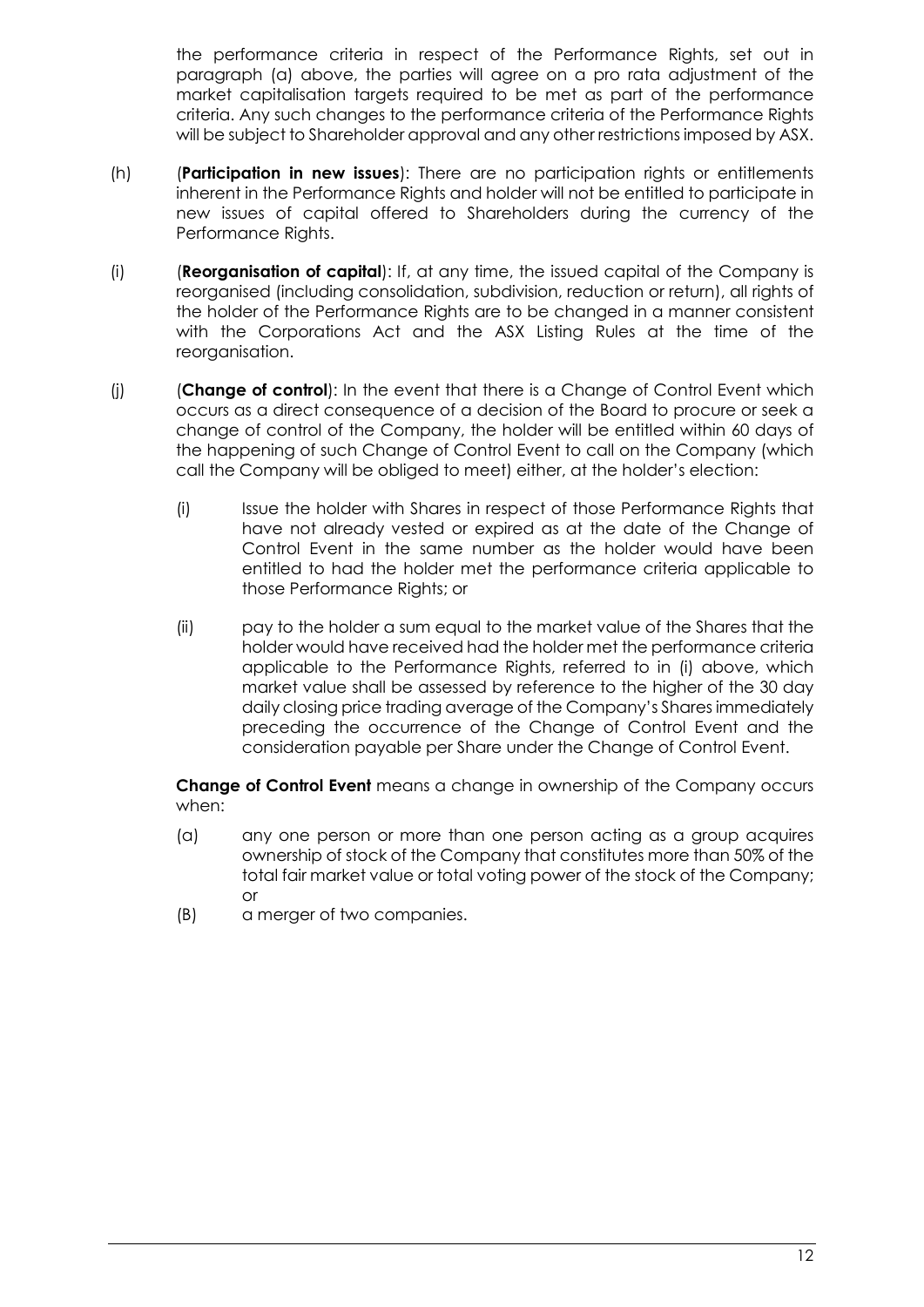the performance criteria in respect of the Performance Rights, set out in paragraph (a) above, the parties will agree on a pro rata adjustment of the market capitalisation targets required to be met as part of the performance criteria. Any such changes to the performance criteria of the Performance Rights will be subject to Shareholder approval and any other restrictions imposed by ASX.

(h) (**Participation in new issues**): There are no participation rights or entitlements inherent in the Performance Rights and holder will not be entitled to participate in new issues of capital offered to Shareholders during the currency of the Performance Rights.

(i) (**Reorganisation of capital**): If, at any time, the issued capital of the Company is reorganised (including consolidation, subdivision, reduction or return), all rights of the holder of the Performance Rights are to be changed in a manner consistent with the Corporations Act and the ASX Listing Rules at the time of the reorganisation.

(j) (**Change of control**): In the event that there is a Change of Control Event which occurs as a direct consequence of a decision of the Board to procure or seek a change of control of the Company, the holder will be entitled within 60 days of the happening of such Change of Control Event to call on the Company (which call the Company will be obliged to meet) either, at the holder's election:

(i) Issue the holder with Shares in respect of those Performance Rights that have not already vested or expired as at the date of the Change of Control Event in the same number as the holder would have been entitled to had the holder met the performance criteria applicable to those Performance Rights; or

(ii) pay to the holder a sum equal to the market value of the Shares that the holder would have received had the holder met the performance criteria applicable to the Performance Rights, referred to in (i) above, which market value shall be assessed by reference to the higher of the 30 day daily closing price trading average of the Company's Shares immediately preceding the occurrence of the Change of Control Event and the consideration payable per Share under the Change of Control Event.

**Change of Control Event** means a change in ownership of the Company occurs when:

(a) any one person or more than one person acting as a group acquires ownership of stock of the Company that constitutes more than 50% of the total fair market value or total voting power of the stock of the Company; or

(B) a merger of two companies.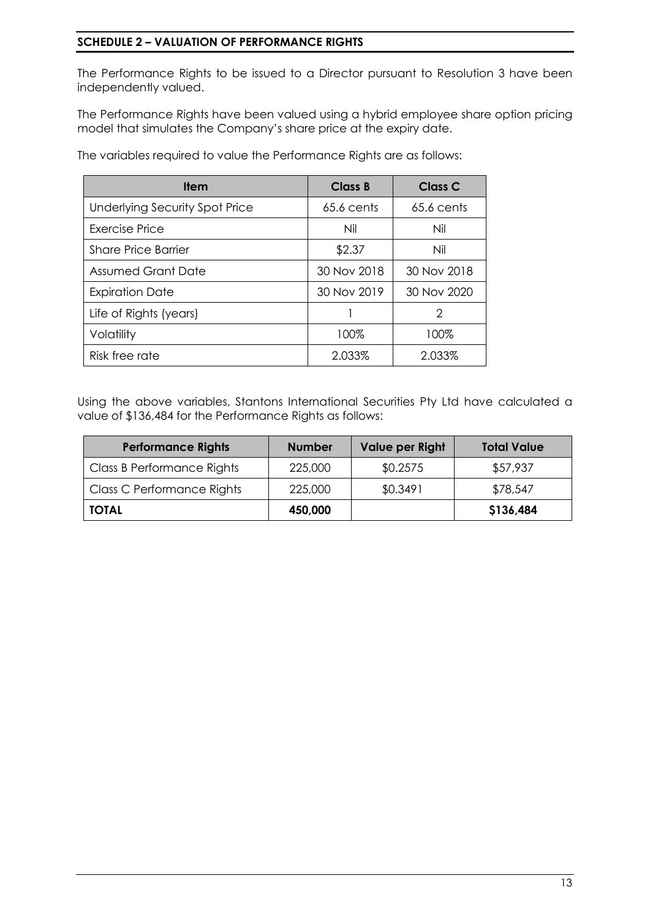## SCHEDULE 2 – VALUATION OF PERFORMANCE RIGHTS

The Performance Rights to be issued to a Director pursuant to Resolution 3 have been independently valued.

The Performance Rights have been valued using a hybrid employee share option pricing model that simulates the Company's share price at the expiry date.

The variables required to value the Performance Rights are as follows:

| Item | Class B | Class C |
|---|---|---|
| Underlying Security Spot Price | 65.6 cents | 65.6 cents |
| Exercise Price | Nil | Nil |
| Share Price Barrier | $2.37 | Nil |
| Assumed Grant Date | 30 Nov 2018 | 30 Nov 2018 |
| Expiration Date | 30 Nov 2019 | 30 Nov 2020 |
| Life of Rights (years) | 1 | 2 |
| Volatility | 100% | 100% |
| Risk free rate | 2.033% | 2.033% |

Using the above variables, Stantons International Securities Pty Ltd have calculated a value of $136,484 for the Performance Rights as follows:

| Performance Rights | Number | Value per Right | Total Value |
|---|---|---|---|
| Class B Performance Rights | 225,000 | $0.2575 | $57,937 |
| Class C Performance Rights | 225,000 | $0.3491 | $78,547 |
| **TOTAL** | **450,000** | | **$136,484** |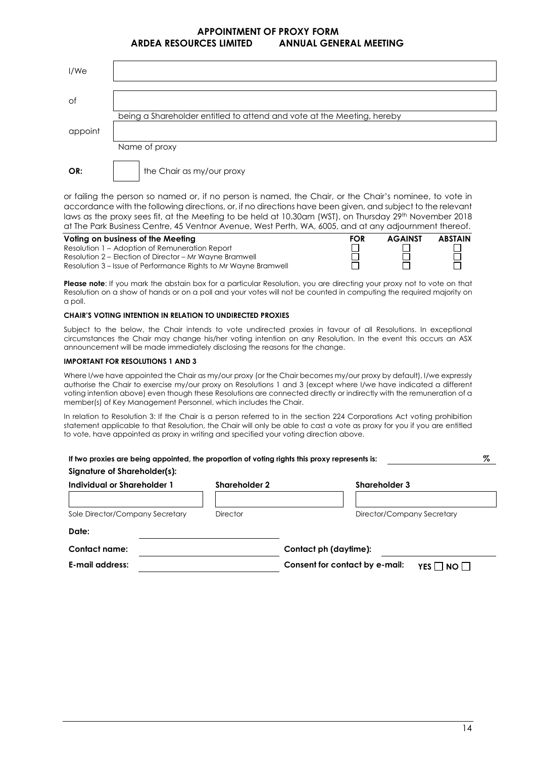# APPOINTMENT OF PROXY FORM

## ARDEA RESOURCES LIMITED ANNUAL GENERAL MEETING

| | |
|---|---|
| I/We | |
| of | |
| | being a Shareholder entitled to attend and vote at the Meeting, hereby |
| appoint | |
| | Name of proxy |
| **OR:** | ☐ the Chair as my/our proxy |

or failing the person so named or, if no person is named, the Chair, or the Chair's nominee, to vote in accordance with the following directions, or, if no directions have been given, and subject to the relevant laws as the proxy sees fit, at the Meeting to be held at 10.30am (WST), on Thursday 29th November 2018 at The Park Business Centre, 45 Ventnor Avenue, West Perth, WA, 6005, and at any adjournment thereof.

| **Voting on business of the Meeting** | **FOR** | **AGAINST** | **ABSTAIN** |
|---|---|---|---|
| Resolution 1 – Adoption of Remuneration Report | ☐ | ☐ | ☐ |
| Resolution 2 – Election of Director – Mr Wayne Bramwell | ☐ | ☐ | ☐ |
| Resolution 3 – Issue of Performance Rights to Mr Wayne Bramwell | ☐ | ☐ | ☐ |

**Please note**: If you mark the abstain box for a particular Resolution, you are directing your proxy not to vote on that Resolution on a show of hands or on a poll and your votes will not be counted in computing the required majority on a poll.

**CHAIR'S VOTING INTENTION IN RELATION TO UNDIRECTED PROXIES**

Subject to the below, the Chair intends to vote undirected proxies in favour of all Resolutions. In exceptional circumstances the Chair may change his/her voting intention on any Resolution. In the event this occurs an ASX announcement will be made immediately disclosing the reasons for the change.

**IMPORTANT FOR RESOLUTIONS 1 AND 3**

Where I/we have appointed the Chair as my/our proxy (or the Chair becomes my/our proxy by default), I/we expressly authorise the Chair to exercise my/our proxy on Resolutions 1 and 3 (except where I/we have indicated a different voting intention above) even though these Resolutions are connected directly or indirectly with the remuneration of a member(s) of Key Management Personnel, which includes the Chair.

In relation to Resolution 3: If the Chair is a person referred to in the section 224 Corporations Act voting prohibition statement applicable to that Resolution, the Chair will only be able to cast a vote as proxy for you if you are entitled to vote, have appointed as proxy in writing and specified your voting direction above.

**If two proxies are being appointed, the proportion of voting rights this proxy represents is:** _______________ %

**Signature of Shareholder(s):**

| **Individual or Shareholder 1** | **Shareholder 2** | **Shareholder 3** |
|---|---|---|
| | | |
| Sole Director/Company Secretary | Director | Director/Company Secretary |

**Date:** _______________

**Contact name:** _______________ **Contact ph (daytime):** _______________

**E-mail address:** _______________ **Consent for contact by e-mail:** **YES** ☐ **NO** ☐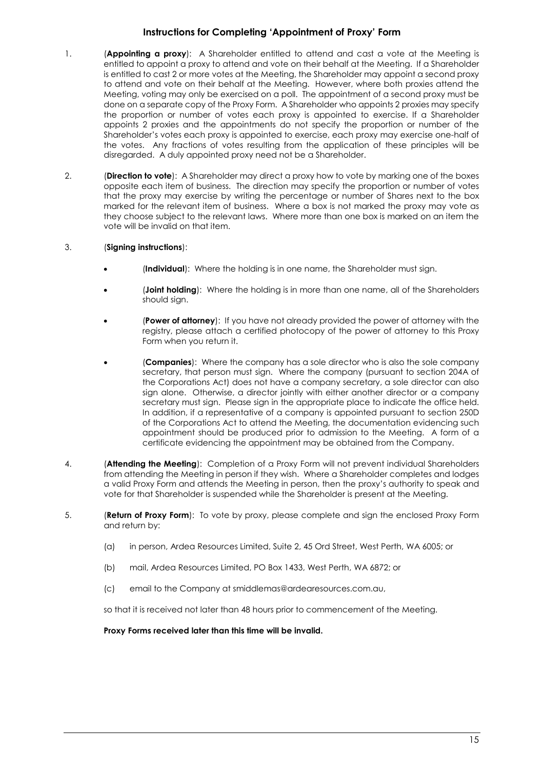## Instructions for Completing 'Appointment of Proxy' Form

1. (**Appointing a proxy**): A Shareholder entitled to attend and cast a vote at the Meeting is entitled to appoint a proxy to attend and vote on their behalf at the Meeting. If a Shareholder is entitled to cast 2 or more votes at the Meeting, the Shareholder may appoint a second proxy to attend and vote on their behalf at the Meeting. However, where both proxies attend the Meeting, voting may only be exercised on a poll. The appointment of a second proxy must be done on a separate copy of the Proxy Form. A Shareholder who appoints 2 proxies may specify the proportion or number of votes each proxy is appointed to exercise. If a Shareholder appoints 2 proxies and the appointments do not specify the proportion or number of the Shareholder's votes each proxy is appointed to exercise, each proxy may exercise one-half of the votes. Any fractions of votes resulting from the application of these principles will be disregarded. A duly appointed proxy need not be a Shareholder.

2. (**Direction to vote**): A Shareholder may direct a proxy how to vote by marking one of the boxes opposite each item of business. The direction may specify the proportion or number of votes that the proxy may exercise by writing the percentage or number of Shares next to the box marked for the relevant item of business. Where a box is not marked the proxy may vote as they choose subject to the relevant laws. Where more than one box is marked on an item the vote will be invalid on that item.

3. (**Signing instructions**):

   - (**Individual**): Where the holding is in one name, the Shareholder must sign.
   - (**Joint holding**): Where the holding is in more than one name, all of the Shareholders should sign.
   - (**Power of attorney**): If you have not already provided the power of attorney with the registry, please attach a certified photocopy of the power of attorney to this Proxy Form when you return it.
   - (**Companies**): Where the company has a sole director who is also the sole company secretary, that person must sign. Where the company (pursuant to section 204A of the Corporations Act) does not have a company secretary, a sole director can also sign alone. Otherwise, a director jointly with either another director or a company secretary must sign. Please sign in the appropriate place to indicate the office held. In addition, if a representative of a company is appointed pursuant to section 250D of the Corporations Act to attend the Meeting, the documentation evidencing such appointment should be produced prior to admission to the Meeting. A form of a certificate evidencing the appointment may be obtained from the Company.

4. (**Attending the Meeting**): Completion of a Proxy Form will not prevent individual Shareholders from attending the Meeting in person if they wish. Where a Shareholder completes and lodges a valid Proxy Form and attends the Meeting in person, then the proxy's authority to speak and vote for that Shareholder is suspended while the Shareholder is present at the Meeting.

5. (**Return of Proxy Form**): To vote by proxy, please complete and sign the enclosed Proxy Form and return by:

   (a) in person, Ardea Resources Limited, Suite 2, 45 Ord Street, West Perth, WA 6005; or

   (b) mail, Ardea Resources Limited, PO Box 1433, West Perth, WA 6872; or

   (c) email to the Company at smiddlemas@ardearesources.com.au,

   so that it is received not later than 48 hours prior to commencement of the Meeting.

   **Proxy Forms received later than this time will be invalid.**